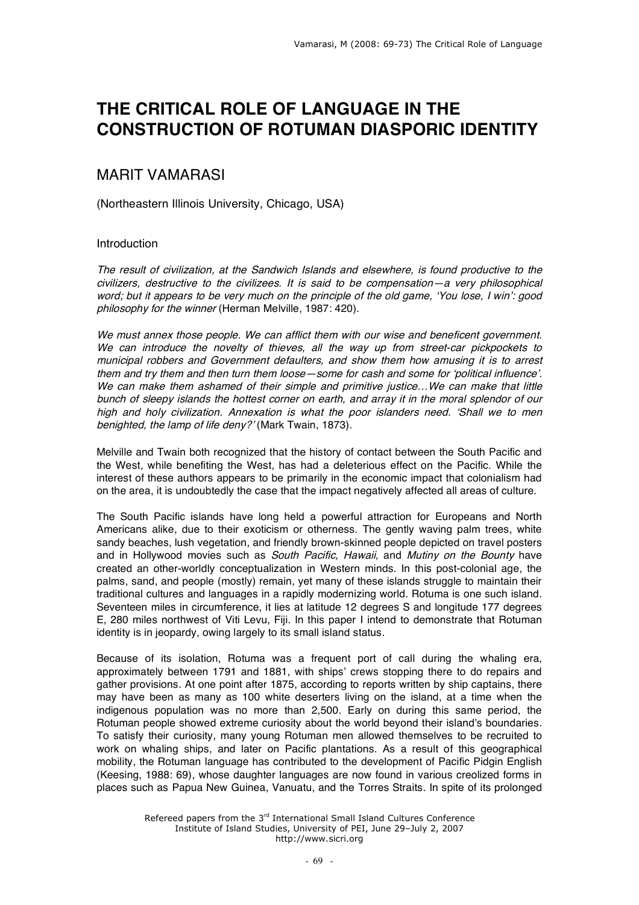# THE CRITICAL ROLE OF LANGUAGE IN THE CONSTRUCTION OF ROTUMAN DIASPORIC IDENTITY

## MARIT VAMARASI

(Northeastern Illinois University, Chicago, USA)

### Introduction

*The result of civilization, at the Sandwich Islands and elsewhere, is found productive to the civilizers, destructive to the civilizees. It is said to be compensation—a very philosophical word; but it appears to be very much on the principle of the old game, 'You lose, I win': good philosophy for the winner* (Herman Melville, 1987: 420).

*We must annex those people. We can afflict them with our wise and beneficent government. We can introduce the novelty of thieves, all the way up from street-car pickpockets to municipal robbers and Government defaulters, and show them how amusing it is to arrest them and try them and then turn them loose—some for cash and some for 'political influence'. We can make them ashamed of their simple and primitive justice…We can make that little bunch of sleepy islands the hottest corner on earth, and array it in the moral splendor of our high and holy civilization. Annexation is what the poor islanders need. 'Shall we to men benighted, the lamp of life deny?'* (Mark Twain, 1873).

Melville and Twain both recognized that the history of contact between the South Pacific and the West, while benefiting the West, has had a deleterious effect on the Pacific. While the interest of these authors appears to be primarily in the economic impact that colonialism had on the area, it is undoubtedly the case that the impact negatively affected all areas of culture.

The South Pacific islands have long held a powerful attraction for Europeans and North Americans alike, due to their exoticism or otherness. The gently waving palm trees, white sandy beaches, lush vegetation, and friendly brown-skinned people depicted on travel posters and in Hollywood movies such as *South Pacific, Hawaii,* and *Mutiny on the Bounty* have created an other-worldly conceptualization in Western minds. In this post-colonial age, the palms, sand, and people (mostly) remain, yet many of these islands struggle to maintain their traditional cultures and languages in a rapidly modernizing world. Rotuma is one such island. Seventeen miles in circumference, it lies at latitude 12 degrees S and longitude 177 degrees E, 280 miles northwest of Viti Levu, Fiji. In this paper I intend to demonstrate that Rotuman identity is in jeopardy, owing largely to its small island status.

Because of its isolation, Rotuma was a frequent port of call during the whaling era, approximately between 1791 and 1881, with ships' crews stopping there to do repairs and gather provisions. At one point after 1875, according to reports written by ship captains, there may have been as many as 100 white deserters living on the island, at a time when the indigenous population was no more than 2,500. Early on during this same period, the Rotuman people showed extreme curiosity about the world beyond their island's boundaries. To satisfy their curiosity, many young Rotuman men allowed themselves to be recruited to work on whaling ships, and later on Pacific plantations. As a result of this geographical mobility, the Rotuman language has contributed to the development of Pacific Pidgin English (Keesing, 1988: 69), whose daughter languages are now found in various creolized forms in places such as Papua New Guinea, Vanuatu, and the Torres Straits. In spite of its prolonged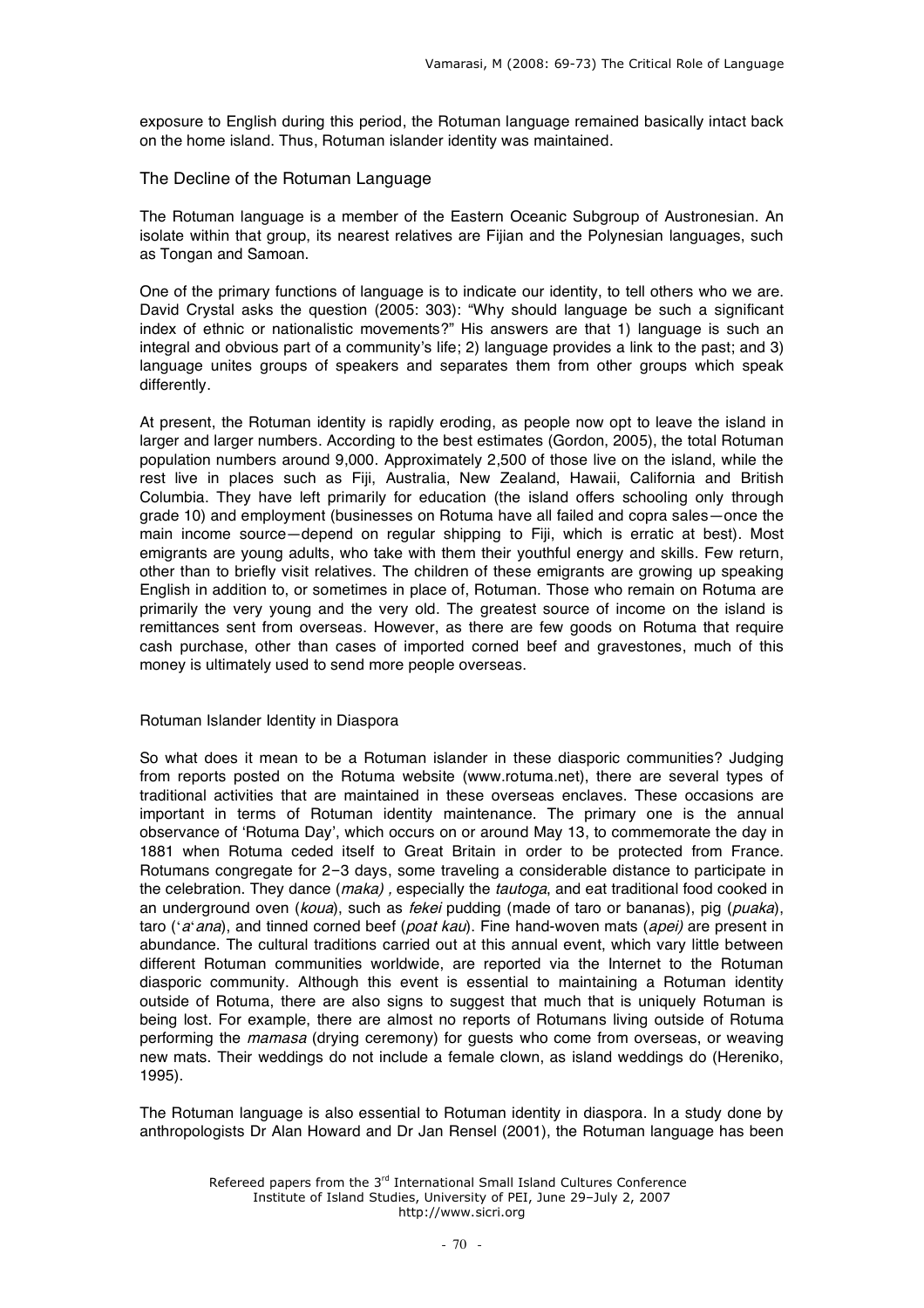exposure to English during this period, the Rotuman language remained basically intact back on the home island. Thus, Rotuman islander identity was maintained.

## The Decline of the Rotuman Language

The Rotuman language is a member of the Eastern Oceanic Subgroup of Austronesian. An isolate within that group, its nearest relatives are Fijian and the Polynesian languages, such as Tongan and Samoan.

One of the primary functions of language is to indicate our identity, to tell others who we are. David Crystal asks the question (2005: 303): "Why should language be such a significant index of ethnic or nationalistic movements?" His answers are that 1) language is such an integral and obvious part of a community's life; 2) language provides a link to the past; and 3) language unites groups of speakers and separates them from other groups which speak differently.

At present, the Rotuman identity is rapidly eroding, as people now opt to leave the island in larger and larger numbers. According to the best estimates (Gordon, 2005), the total Rotuman population numbers around 9,000. Approximately 2,500 of those live on the island, while the rest live in places such as Fiji, Australia, New Zealand, Hawaii, California and British Columbia. They have left primarily for education (the island offers schooling only through grade 10) and employment (businesses on Rotuma have all failed and copra sales—once the main income source—depend on regular shipping to Fiji, which is erratic at best). Most emigrants are young adults, who take with them their youthful energy and skills. Few return, other than to briefly visit relatives. The children of these emigrants are growing up speaking English in addition to, or sometimes in place of, Rotuman. Those who remain on Rotuma are primarily the very young and the very old. The greatest source of income on the island is remittances sent from overseas. However, as there are few goods on Rotuma that require cash purchase, other than cases of imported corned beef and gravestones, much of this money is ultimately used to send more people overseas.

### Rotuman Islander Identity in Diaspora

So what does it mean to be a Rotuman islander in these diasporic communities? Judging from reports posted on the Rotuma website (www.rotuma.net), there are several types of traditional activities that are maintained in these overseas enclaves. These occasions are important in terms of Rotuman identity maintenance. The primary one is the annual observance of 'Rotuma Day', which occurs on or around May 13, to commemorate the day in 1881 when Rotuma ceded itself to Great Britain in order to be protected from France. Rotumans congregate for 2–3 days, some traveling a considerable distance to participate in the celebration. They dance (*maka)* , especially the *tautoga*, and eat traditional food cooked in an underground oven (*koua*), such as *fekei* pudding (made of taro or bananas), pig (*puaka*), taro (*'a'ana*), and tinned corned beef (*poat kau*). Fine hand-woven mats (*apei)* are present in abundance. The cultural traditions carried out at this annual event, which vary little between different Rotuman communities worldwide, are reported via the Internet to the Rotuman diasporic community. Although this event is essential to maintaining a Rotuman identity outside of Rotuma, there are also signs to suggest that much that is uniquely Rotuman is being lost. For example, there are almost no reports of Rotumans living outside of Rotuma performing the *mamasa* (drying ceremony) for guests who come from overseas, or weaving new mats. Their weddings do not include a female clown, as island weddings do (Hereniko, 1995).

The Rotuman language is also essential to Rotuman identity in diaspora. In a study done by anthropologists Dr Alan Howard and Dr Jan Rensel (2001), the Rotuman language has been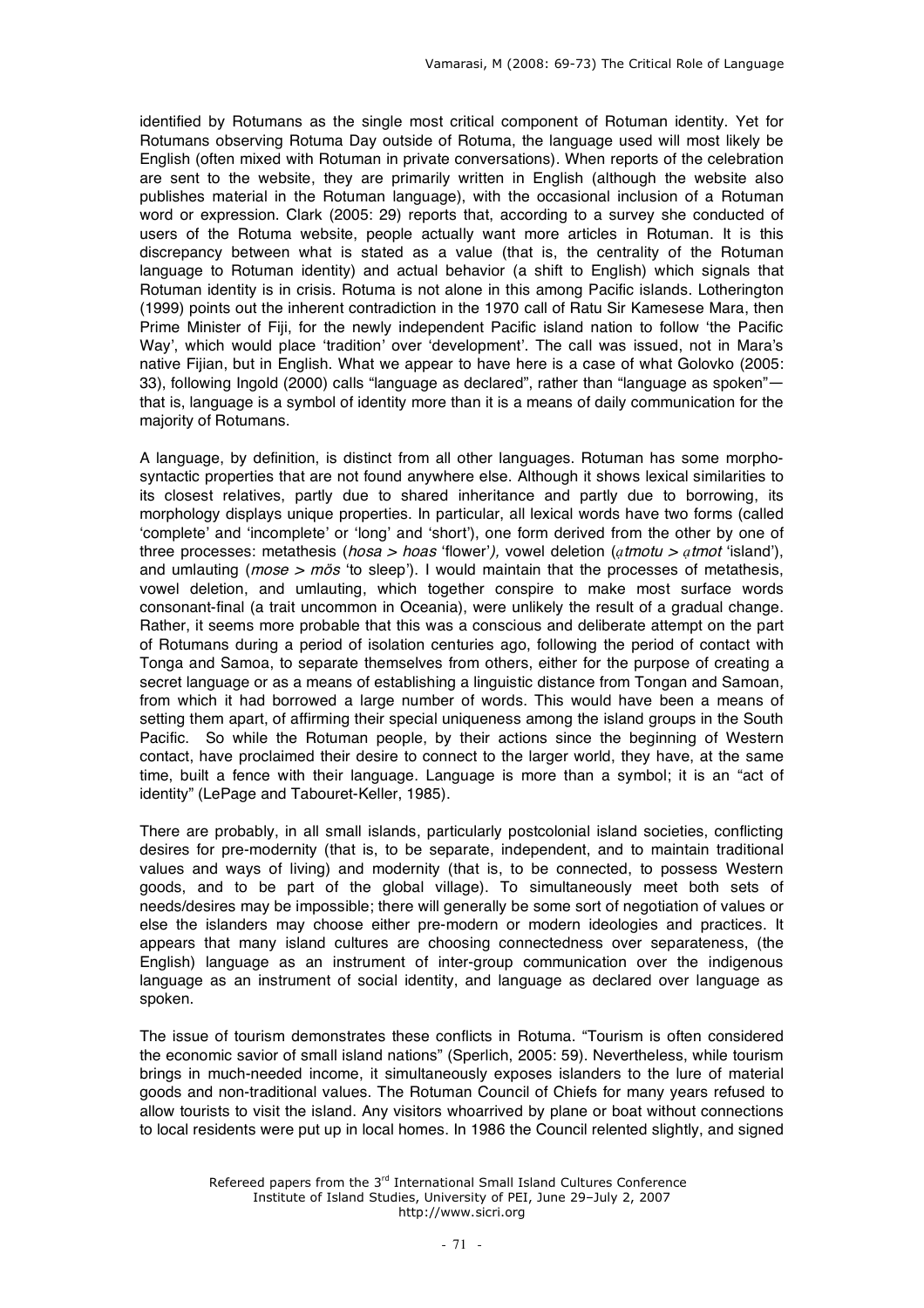identified by Rotumans as the single most critical component of Rotuman identity. Yet for Rotumans observing Rotuma Day outside of Rotuma, the language used will most likely be English (often mixed with Rotuman in private conversations). When reports of the celebration are sent to the website, they are primarily written in English (although the website also publishes material in the Rotuman language), with the occasional inclusion of a Rotuman word or expression. Clark (2005: 29) reports that, according to a survey she conducted of users of the Rotuma website, people actually want more articles in Rotuman. It is this discrepancy between what is stated as a value (that is, the centrality of the Rotuman language to Rotuman identity) and actual behavior (a shift to English) which signals that Rotuman identity is in crisis. Rotuma is not alone in this among Pacific islands. Lotherington (1999) points out the inherent contradiction in the 1970 call of Ratu Sir Kamesese Mara, then Prime Minister of Fiji, for the newly independent Pacific island nation to follow 'the Pacific Way', which would place 'tradition' over 'development'. The call was issued, not in Mara's native Fijian, but in English. What we appear to have here is a case of what Golovko (2005: 33), following Ingold (2000) calls "language as declared", rather than "language as spoken"—that is, language is a symbol of identity more than it is a means of daily communication for the majority of Rotumans.

A language, by definition, is distinct from all other languages. Rotuman has some morpho-syntactic properties that are not found anywhere else. Although it shows lexical similarities to its closest relatives, partly due to shared inheritance and partly due to borrowing, its morphology displays unique properties. In particular, all lexical words have two forms (called 'complete' and 'incomplete' or 'long' and 'short'), one form derived from the other by one of three processes: metathesis (*hosa > hoas* 'flower'), vowel deletion (*ɑtmotu > ɑtmot* 'island'), and umlauting (*mose > mös* 'to sleep'). I would maintain that the processes of metathesis, vowel deletion, and umlauting, which together conspire to make most surface words consonant-final (a trait uncommon in Oceania), were unlikely the result of a gradual change. Rather, it seems more probable that this was a conscious and deliberate attempt on the part of Rotumans during a period of isolation centuries ago, following the period of contact with Tonga and Samoa, to separate themselves from others, either for the purpose of creating a secret language or as a means of establishing a linguistic distance from Tongan and Samoan, from which it had borrowed a large number of words. This would have been a means of setting them apart, of affirming their special uniqueness among the island groups in the South Pacific. So while the Rotuman people, by their actions since the beginning of Western contact, have proclaimed their desire to connect to the larger world, they have, at the same time, built a fence with their language. Language is more than a symbol; it is an "act of identity" (LePage and Tabouret-Keller, 1985).

There are probably, in all small islands, particularly postcolonial island societies, conflicting desires for pre-modernity (that is, to be separate, independent, and to maintain traditional values and ways of living) and modernity (that is, to be connected, to possess Western goods, and to be part of the global village). To simultaneously meet both sets of needs/desires may be impossible; there will generally be some sort of negotiation of values or else the islanders may choose either pre-modern or modern ideologies and practices. It appears that many island cultures are choosing connectedness over separateness, (the English) language as an instrument of inter-group communication over the indigenous language as an instrument of social identity, and language as declared over language as spoken.

The issue of tourism demonstrates these conflicts in Rotuma. "Tourism is often considered the economic savior of small island nations" (Sperlich, 2005: 59). Nevertheless, while tourism brings in much-needed income, it simultaneously exposes islanders to the lure of material goods and non-traditional values. The Rotuman Council of Chiefs for many years refused to allow tourists to visit the island. Any visitors whoarrived by plane or boat without connections to local residents were put up in local homes. In 1986 the Council relented slightly, and signed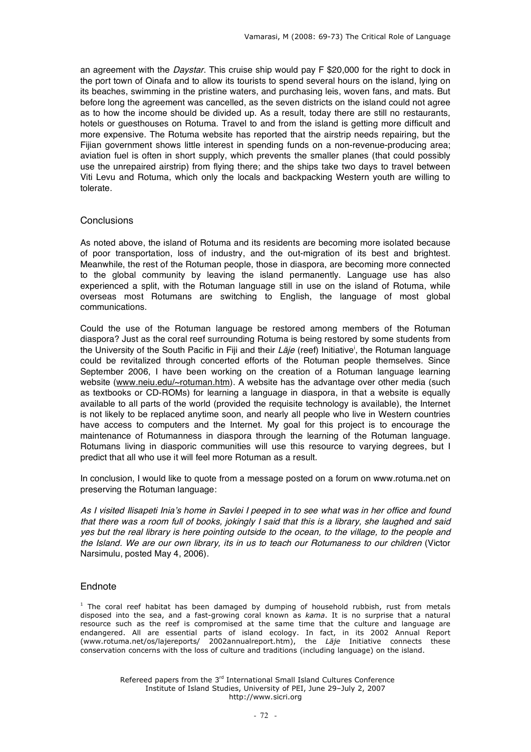an agreement with the *Daystar*. This cruise ship would pay F $20,000 for the right to dock in the port town of Oinafa and to allow its tourists to spend several hours on the island, lying on its beaches, swimming in the pristine waters, and purchasing leis, woven fans, and mats. But before long the agreement was cancelled, as the seven districts on the island could not agree as to how the income should be divided up. As a result, today there are still no restaurants, hotels or guesthouses on Rotuma. Travel to and from the island is getting more difficult and more expensive. The Rotuma website has reported that the airstrip needs repairing, but the Fijian government shows little interest in spending funds on a non-revenue-producing area; aviation fuel is often in short supply, which prevents the smaller planes (that could possibly use the unrepaired airstrip) from flying there; and the ships take two days to travel between Viti Levu and Rotuma, which only the locals and backpacking Western youth are willing to tolerate.

## Conclusions

As noted above, the island of Rotuma and its residents are becoming more isolated because of poor transportation, loss of industry, and the out-migration of its best and brightest. Meanwhile, the rest of the Rotuman people, those in diaspora, are becoming more connected to the global community by leaving the island permanently. Language use has also experienced a split, with the Rotuman language still in use on the island of Rotuma, while overseas most Rotumans are switching to English, the language of most global communications.

Could the use of the Rotuman language be restored among members of the Rotuman diaspora? Just as the coral reef surrounding Rotuma is being restored by some students from the University of the South Pacific in Fiji and their *Läje* (reef) Initiative[i], the Rotuman language could be revitalized through concerted efforts of the Rotuman people themselves. Since September 2006, I have been working on the creation of a Rotuman language learning website (www.neiu.edu/~rotuman.htm). A website has the advantage over other media (such as textbooks or CD-ROMs) for learning a language in diaspora, in that a website is equally available to all parts of the world (provided the requisite technology is available), the Internet is not likely to be replaced anytime soon, and nearly all people who live in Western countries have access to computers and the Internet. My goal for this project is to encourage the maintenance of Rotumanness in diaspora through the learning of the Rotuman language. Rotumans living in diasporic communities will use this resource to varying degrees, but I predict that all who use it will feel more Rotuman as a result.

In conclusion, I would like to quote from a message posted on a forum on www.rotuma.net on preserving the Rotuman language:

*As I visited Ilisapeti Inia's home in Savlei I peeped in to see what was in her office and found that there was a room full of books, jokingly I said that this is a library, she laughed and said yes but the real library is here pointing outside to the ocean, to the village, to the people and the Island. We are our own library, its in us to teach our Rotumaness to our children* (Victor Narsimulu, posted May 4, 2006).

## Endnote

[1] The coral reef habitat has been damaged by dumping of household rubbish, rust from metals disposed into the sea, and a fast-growing coral known as *kama*. It is no surprise that a natural resource such as the reef is compromised at the same time that the culture and language are endangered. All are essential parts of island ecology. In fact, in its 2002 Annual Report (www.rotuma.net/os/lajereports/ 2002annualreport.htm), the *Läje* Initiative connects these conservation concerns with the loss of culture and traditions (including language) on the island.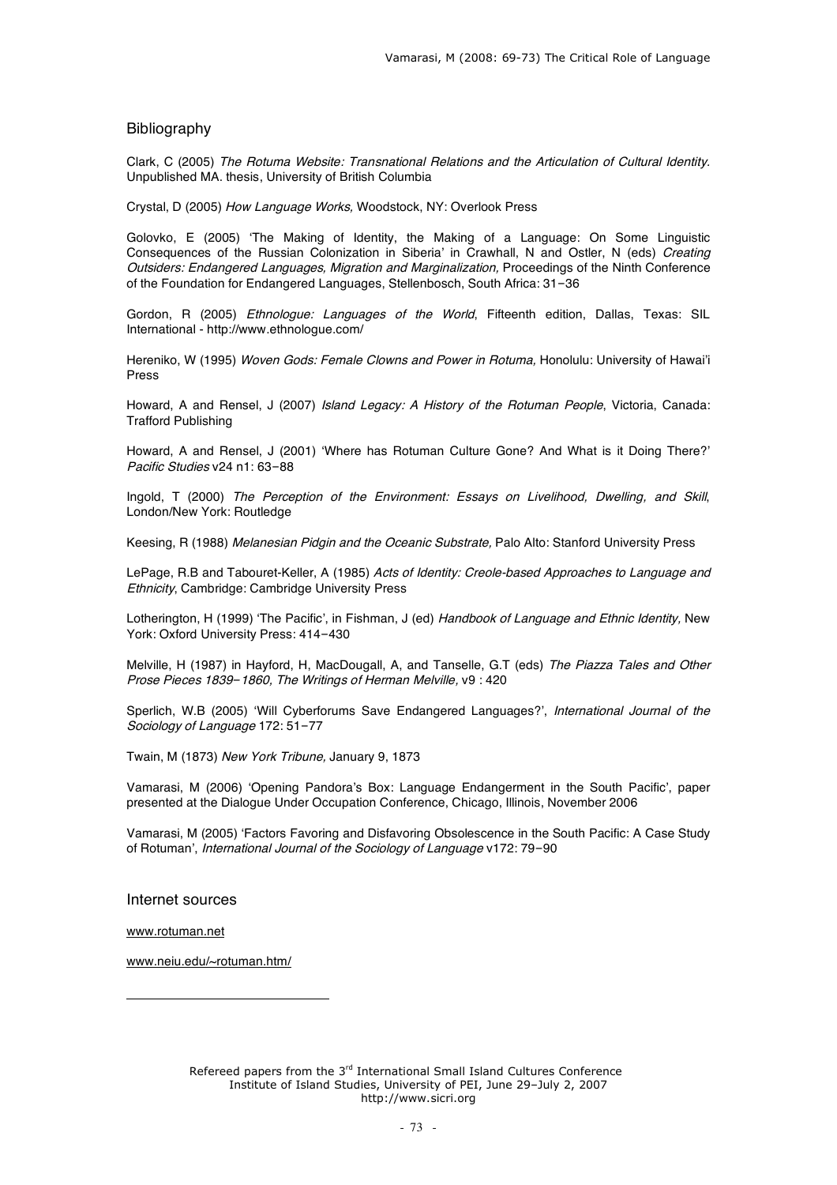## Bibliography

Clark, C (2005) *The Rotuma Website: Transnational Relations and the Articulation of Cultural Identity.* Unpublished MA. thesis, University of British Columbia

Crystal, D (2005) *How Language Works,* Woodstock, NY: Overlook Press

Golovko, E (2005) 'The Making of Identity, the Making of a Language: On Some Linguistic Consequences of the Russian Colonization in Siberia' in Crawhall, N and Ostler, N (eds) *Creating Outsiders: Endangered Languages, Migration and Marginalization,* Proceedings of the Ninth Conference of the Foundation for Endangered Languages, Stellenbosch, South Africa: 31–36

Gordon, R (2005) *Ethnologue: Languages of the World*, Fifteenth edition, Dallas, Texas: SIL International - http://www.ethnologue.com/

Hereniko, W (1995) *Woven Gods: Female Clowns and Power in Rotuma,* Honolulu: University of Hawai'i Press

Howard, A and Rensel, J (2007) *Island Legacy: A History of the Rotuman People*, Victoria, Canada: Trafford Publishing

Howard, A and Rensel, J (2001) 'Where has Rotuman Culture Gone? And What is it Doing There?' *Pacific Studies* v24 n1: 63–88

Ingold, T (2000) *The Perception of the Environment: Essays on Livelihood, Dwelling, and Skill*, London/New York: Routledge

Keesing, R (1988) *Melanesian Pidgin and the Oceanic Substrate,* Palo Alto: Stanford University Press

LePage, R.B and Tabouret-Keller, A (1985) *Acts of Identity: Creole-based Approaches to Language and Ethnicity*, Cambridge: Cambridge University Press

Lotherington, H (1999) 'The Pacific', in Fishman, J (ed) *Handbook of Language and Ethnic Identity,* New York: Oxford University Press: 414–430

Melville, H (1987) in Hayford, H, MacDougall, A, and Tanselle, G.T (eds) *The Piazza Tales and Other Prose Pieces 1839–1860, The Writings of Herman Melville,* v9 : 420

Sperlich, W.B (2005) 'Will Cyberforums Save Endangered Languages?', *International Journal of the Sociology of Language* 172: 51–77

Twain, M (1873) *New York Tribune,* January 9, 1873

Vamarasi, M (2006) 'Opening Pandora's Box: Language Endangerment in the South Pacific', paper presented at the Dialogue Under Occupation Conference, Chicago, Illinois, November 2006

Vamarasi, M (2005) 'Factors Favoring and Disfavoring Obsolescence in the South Pacific: A Case Study of Rotuman', *International Journal of the Sociology of Language* v172: 79–90

### Internet sources

www.rotuman.net

www.neiu.edu/~rotuman.htm/